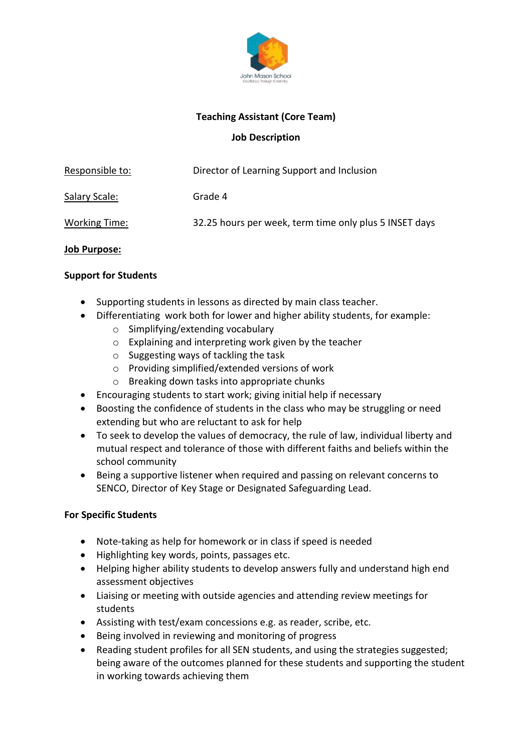John Mason School
Excellence Through Creativity

**Teaching Assistant (Core Team)**

**Job Description**

| | |
|---|---|
| Responsible to: | Director of Learning Support and Inclusion |
| Salary Scale: | Grade 4 |
| Working Time: | 32.25 hours per week, term time only plus 5 INSET days |

**Job Purpose:**

**Support for Students**

- Supporting students in lessons as directed by main class teacher.
- Differentiating work both for lower and higher ability students, for example:
  - Simplifying/extending vocabulary
  - Explaining and interpreting work given by the teacher
  - Suggesting ways of tackling the task
  - Providing simplified/extended versions of work
  - Breaking down tasks into appropriate chunks
- Encouraging students to start work; giving initial help if necessary
- Boosting the confidence of students in the class who may be struggling or need extending but who are reluctant to ask for help
- To seek to develop the values of democracy, the rule of law, individual liberty and mutual respect and tolerance of those with different faiths and beliefs within the school community
- Being a supportive listener when required and passing on relevant concerns to SENCO, Director of Key Stage or Designated Safeguarding Lead.

**For Specific Students**

- Note-taking as help for homework or in class if speed is needed
- Highlighting key words, points, passages etc.
- Helping higher ability students to develop answers fully and understand high end assessment objectives
- Liaising or meeting with outside agencies and attending review meetings for students
- Assisting with test/exam concessions e.g. as reader, scribe, etc.
- Being involved in reviewing and monitoring of progress
- Reading student profiles for all SEN students, and using the strategies suggested; being aware of the outcomes planned for these students and supporting the student in working towards achieving them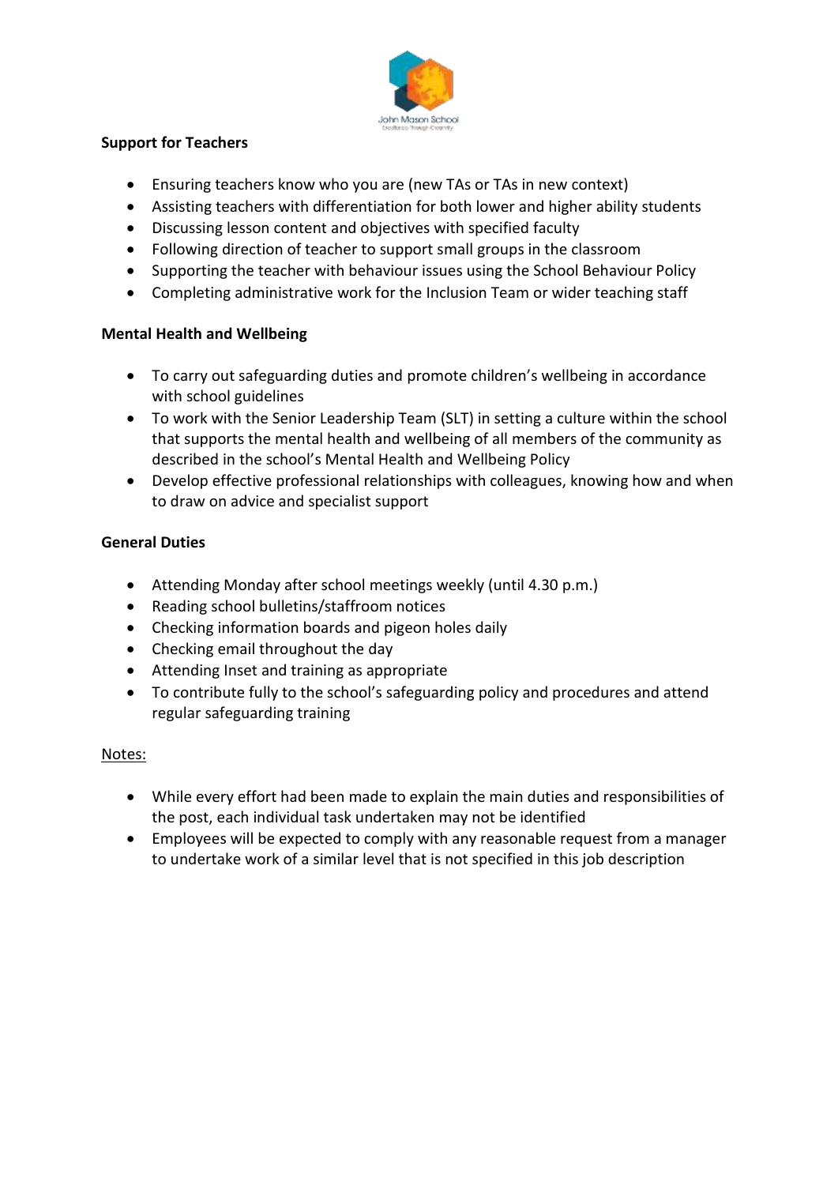**Support for Teachers**

- Ensuring teachers know who you are (new TAs or TAs in new context)
- Assisting teachers with differentiation for both lower and higher ability students
- Discussing lesson content and objectives with specified faculty
- Following direction of teacher to support small groups in the classroom
- Supporting the teacher with behaviour issues using the School Behaviour Policy
- Completing administrative work for the Inclusion Team or wider teaching staff

**Mental Health and Wellbeing**

- To carry out safeguarding duties and promote children's wellbeing in accordance with school guidelines
- To work with the Senior Leadership Team (SLT) in setting a culture within the school that supports the mental health and wellbeing of all members of the community as described in the school's Mental Health and Wellbeing Policy
- Develop effective professional relationships with colleagues, knowing how and when to draw on advice and specialist support

**General Duties**

- Attending Monday after school meetings weekly (until 4.30 p.m.)
- Reading school bulletins/staffroom notices
- Checking information boards and pigeon holes daily
- Checking email throughout the day
- Attending Inset and training as appropriate
- To contribute fully to the school's safeguarding policy and procedures and attend regular safeguarding training

<u>Notes:</u>

- While every effort had been made to explain the main duties and responsibilities of the post, each individual task undertaken may not be identified
- Employees will be expected to comply with any reasonable request from a manager to undertake work of a similar level that is not specified in this job description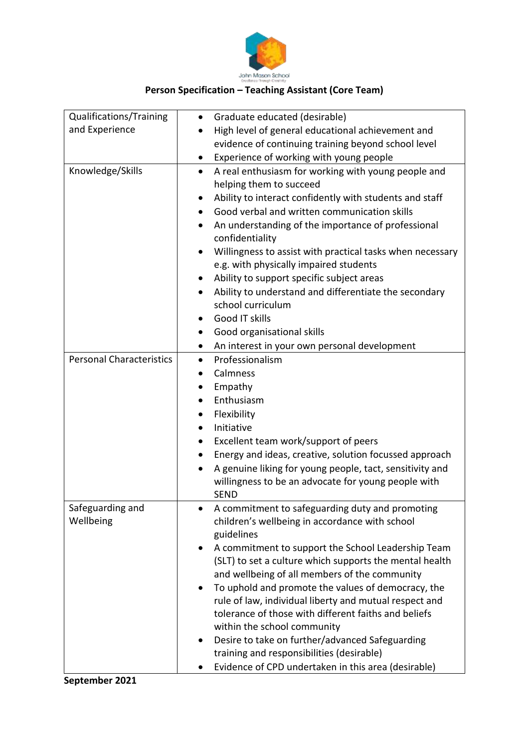**Person Specification – Teaching Assistant (Core Team)**

| | |
|---|---|
| Qualifications/Training and Experience | • Graduate educated (desirable)<br>• High level of general educational achievement and evidence of continuing training beyond school level<br>• Experience of working with young people |
| Knowledge/Skills | • A real enthusiasm for working with young people and helping them to succeed<br>• Ability to interact confidently with students and staff<br>• Good verbal and written communication skills<br>• An understanding of the importance of professional confidentiality<br>• Willingness to assist with practical tasks when necessary e.g. with physically impaired students<br>• Ability to support specific subject areas<br>• Ability to understand and differentiate the secondary school curriculum<br>• Good IT skills<br>• Good organisational skills<br>• An interest in your own personal development |
| Personal Characteristics | • Professionalism<br>• Calmness<br>• Empathy<br>• Enthusiasm<br>• Flexibility<br>• Initiative<br>• Excellent team work/support of peers<br>• Energy and ideas, creative, solution focussed approach<br>• A genuine liking for young people, tact, sensitivity and willingness to be an advocate for young people with SEND |
| Safeguarding and Wellbeing | • A commitment to safeguarding duty and promoting children's wellbeing in accordance with school guidelines<br>• A commitment to support the School Leadership Team (SLT) to set a culture which supports the mental health and wellbeing of all members of the community<br>• To uphold and promote the values of democracy, the rule of law, individual liberty and mutual respect and tolerance of those with different faiths and beliefs within the school community<br>• Desire to take on further/advanced Safeguarding training and responsibilities (desirable)<br>• Evidence of CPD undertaken in this area (desirable) |

**September 2021**